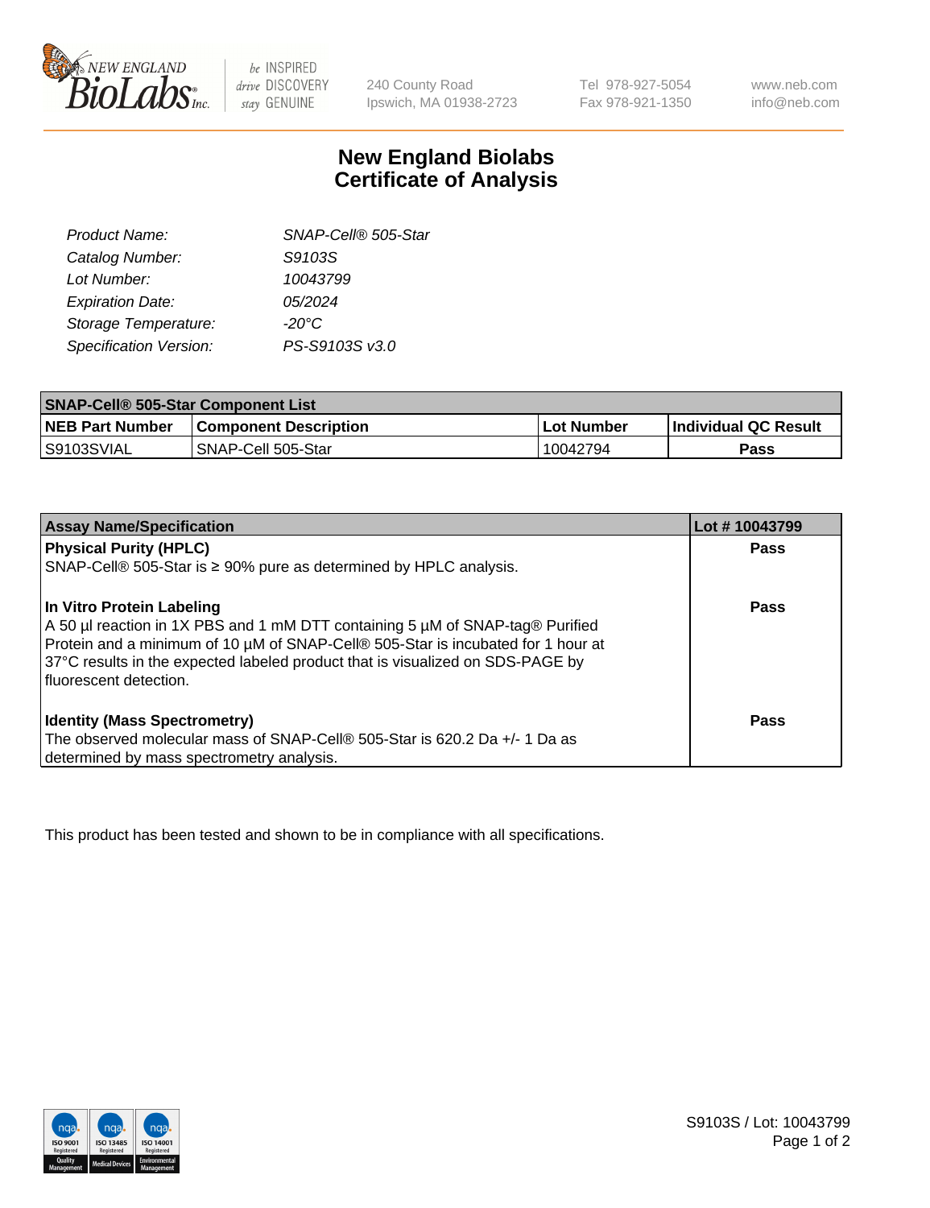# New England Biolabs
# Certificate of Analysis

| | |
|---|---|
| *Product Name:* | *SNAP-Cell® 505-Star* |
| *Catalog Number:* | *S9103S* |
| *Lot Number:* | *10043799* |
| *Expiration Date:* | *05/2024* |
| *Storage Temperature:* | *-20°C* |
| *Specification Version:* | *PS-S9103S v3.0* |

| SNAP-Cell® 505-Star Component List | | | |
|---|---|---|---|
| **NEB Part Number** | **Component Description** | **Lot Number** | **Individual QC Result** |
| S9103SVIAL | SNAP-Cell 505-Star | 10042794 | **Pass** |

| Assay Name/Specification | Lot # 10043799 |
|---|---|
| **Physical Purity (HPLC)**<br>SNAP-Cell® 505-Star is ≥ 90% pure as determined by HPLC analysis. | **Pass** |
| **In Vitro Protein Labeling**<br>A 50 µl reaction in 1X PBS and 1 mM DTT containing 5 µM of SNAP-tag® Purified Protein and a minimum of 10 µM of SNAP-Cell® 505-Star is incubated for 1 hour at 37°C results in the expected labeled product that is visualized on SDS-PAGE by fluorescent detection. | **Pass** |
| **Identity (Mass Spectrometry)**<br>The observed molecular mass of SNAP-Cell® 505-Star is 620.2 Da +/- 1 Da as determined by mass spectrometry analysis. | **Pass** |

This product has been tested and shown to be in compliance with all specifications.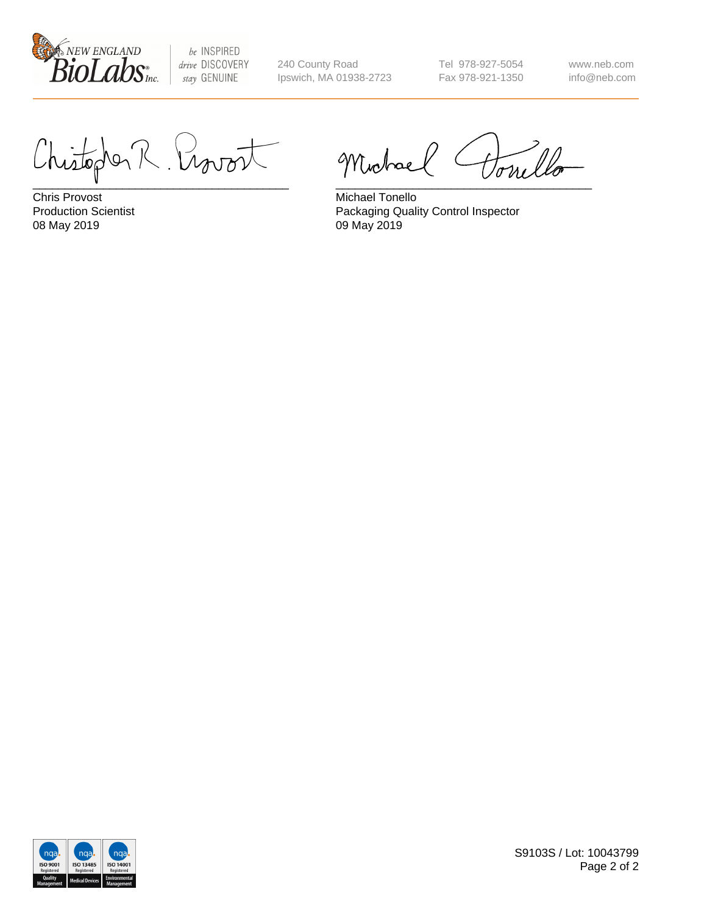Chris Provost
Production Scientist
08 May 2019

Michael Tonello
Packaging Quality Control Inspector
09 May 2019

S9103S / Lot: 10043799